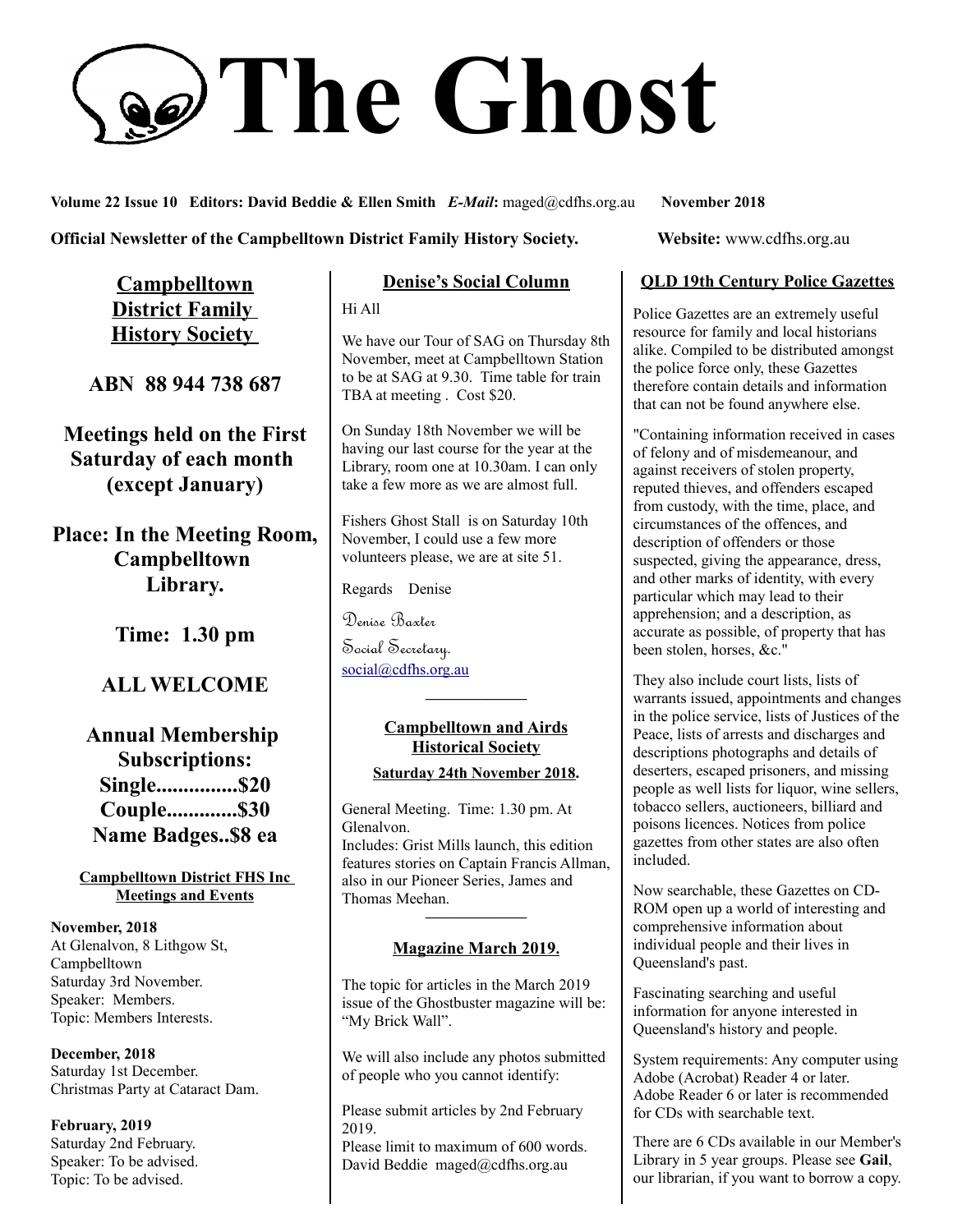# The Ghost

**Volume 22 Issue 10 Editors: David Beddie & Ellen Smith** ***E-Mail*****:** maged@cdfhs.org.au **November 2018**

**Official Newsletter of the Campbelltown District Family History Society.** **Website:** www.cdfhs.org.au

## Campbelltown District Family History Society

**ABN 88 944 738 687**

**Meetings held on the First Saturday of each month (except January)**

**Place: In the Meeting Room, Campbelltown Library.**

**Time: 1.30 pm**

**ALL WELCOME**

**Annual Membership Subscriptions:**
**Single...............$20**
**Couple.............$30**
**Name Badges..$8 ea**

### Campbelltown District FHS Inc Meetings and Events

**November, 2018**
At Glenalvon, 8 Lithgow St, Campbelltown
Saturday 3rd November.
Speaker: Members.
Topic: Members Interests.

**December, 2018**
Saturday 1st December.
Christmas Party at Cataract Dam.

**February, 2019**
Saturday 2nd February.
Speaker: To be advised.
Topic: To be advised.

## Denise's Social Column

Hi All

We have our Tour of SAG on Thursday 8th November, meet at Campbelltown Station to be at SAG at 9.30. Time table for train TBA at meeting . Cost $20.

On Sunday 18th November we will be having our last course for the year at the Library, room one at 10.30am. I can only take a few more as we are almost full.

Fishers Ghost Stall is on Saturday 10th November, I could use a few more volunteers please, we are at site 51.

Regards Denise

Denise Baxter
Social Secretary.
social@cdfhs.org.au

---

## Campbelltown and Airds Historical Society

**Saturday 24th November 2018.**

General Meeting. Time: 1.30 pm. At Glenalvon.
Includes: Grist Mills launch, this edition features stories on Captain Francis Allman, also in our Pioneer Series, James and Thomas Meehan.

---

## Magazine March 2019.

The topic for articles in the March 2019 issue of the Ghostbuster magazine will be: "My Brick Wall".

We will also include any photos submitted of people who you cannot identify:

Please submit articles by 2nd February 2019.
Please limit to maximum of 600 words.
David Beddie maged@cdfhs.org.au

## QLD 19th Century Police Gazettes

Police Gazettes are an extremely useful resource for family and local historians alike. Compiled to be distributed amongst the police force only, these Gazettes therefore contain details and information that can not be found anywhere else.

"Containing information received in cases of felony and of misdemeanour, and against receivers of stolen property, reputed thieves, and offenders escaped from custody, with the time, place, and circumstances of the offences, and description of offenders or those suspected, giving the appearance, dress, and other marks of identity, with every particular which may lead to their apprehension; and a description, as accurate as possible, of property that has been stolen, horses, &c."

They also include court lists, lists of warrants issued, appointments and changes in the police service, lists of Justices of the Peace, lists of arrests and discharges and descriptions photographs and details of deserters, escaped prisoners, and missing people as well lists for liquor, wine sellers, tobacco sellers, auctioneers, billiard and poisons licences. Notices from police gazettes from other states are also often included.

Now searchable, these Gazettes on CD-ROM open up a world of interesting and comprehensive information about individual people and their lives in Queensland's past.

Fascinating searching and useful information for anyone interested in Queensland's history and people.

System requirements: Any computer using Adobe (Acrobat) Reader 4 or later.
Adobe Reader 6 or later is recommended for CDs with searchable text.

There are 6 CDs available in our Member's Library in 5 year groups. Please see **Gail**, our librarian, if you want to borrow a copy.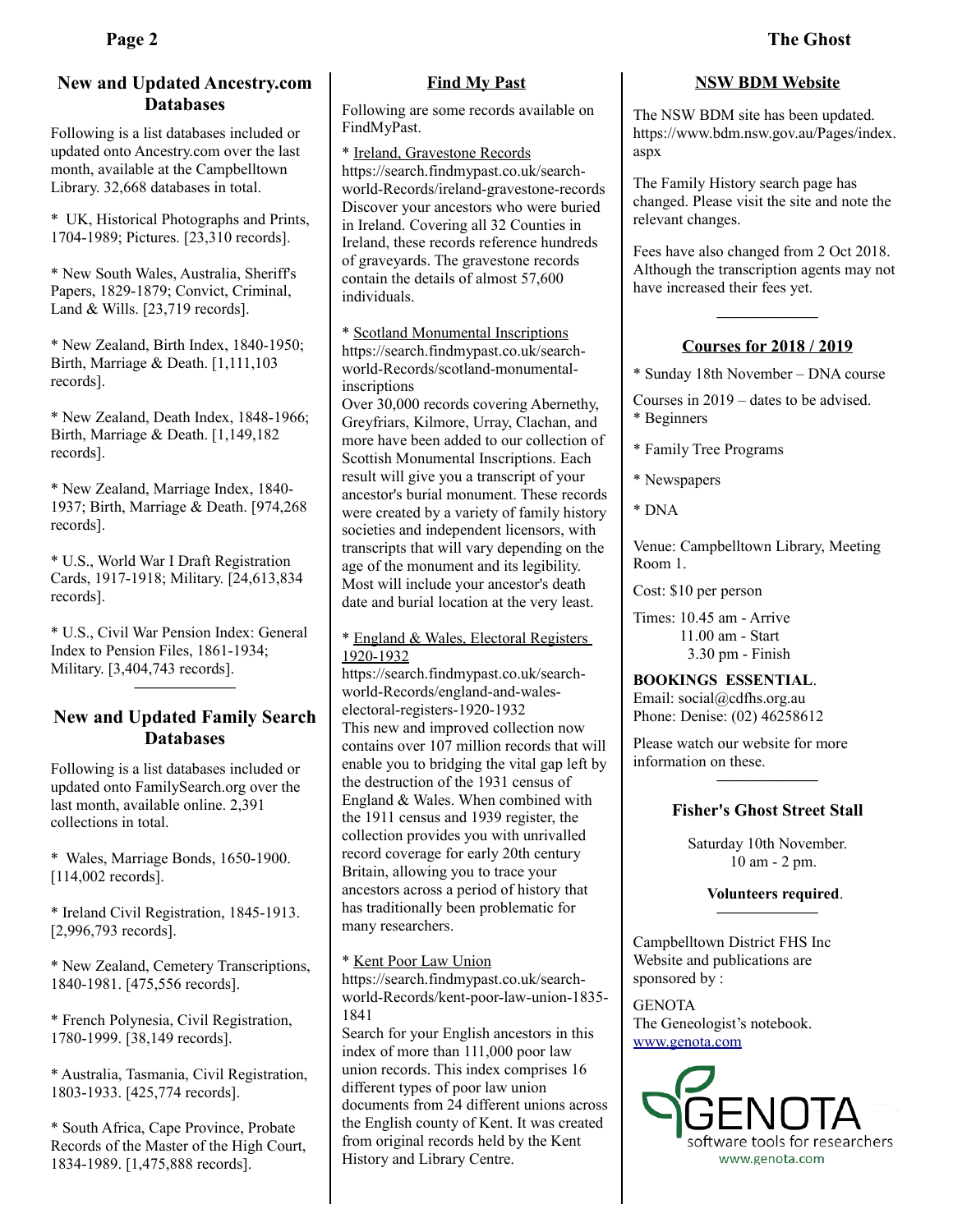## New and Updated Ancestry.com Databases

Following is a list databases included or updated onto Ancestry.com over the last month, available at the Campbelltown Library. 32,668 databases in total.

* UK, Historical Photographs and Prints, 1704-1989; Pictures. [23,310 records].

* New South Wales, Australia, Sheriff's Papers, 1829-1879; Convict, Criminal, Land & Wills. [23,719 records].

* New Zealand, Birth Index, 1840-1950; Birth, Marriage & Death. [1,111,103 records].

* New Zealand, Death Index, 1848-1966; Birth, Marriage & Death. [1,149,182 records].

* New Zealand, Marriage Index, 1840-1937; Birth, Marriage & Death. [974,268 records].

* U.S., World War I Draft Registration Cards, 1917-1918; Military. [24,613,834 records].

* U.S., Civil War Pension Index: General Index to Pension Files, 1861-1934; Military. [3,404,743 records].

## New and Updated Family Search Databases

Following is a list databases included or updated onto FamilySearch.org over the last month, available online. 2,391 collections in total.

* Wales, Marriage Bonds, 1650-1900. [114,002 records].

* Ireland Civil Registration, 1845-1913. [2,996,793 records].

* New Zealand, Cemetery Transcriptions, 1840-1981. [475,556 records].

* French Polynesia, Civil Registration, 1780-1999. [38,149 records].

* Australia, Tasmania, Civil Registration, 1803-1933. [425,774 records].

* South Africa, Cape Province, Probate Records of the Master of the High Court, 1834-1989. [1,475,888 records].

## Find My Past

Following are some records available on FindMyPast.

* Ireland, Gravestone Records
https://search.findmypast.co.uk/search-world-Records/ireland-gravestone-records
Discover your ancestors who were buried in Ireland. Covering all 32 Counties in Ireland, these records reference hundreds of graveyards. The gravestone records contain the details of almost 57,600 individuals.

* Scotland Monumental Inscriptions
https://search.findmypast.co.uk/search-world-Records/scotland-monumental-inscriptions
Over 30,000 records covering Abernethy, Greyfriars, Kilmore, Urray, Clachan, and more have been added to our collection of Scottish Monumental Inscriptions. Each result will give you a transcript of your ancestor's burial monument. These records were created by a variety of family history societies and independent licensors, with transcripts that will vary depending on the age of the monument and its legibility. Most will include your ancestor's death date and burial location at the very least.

* England & Wales, Electoral Registers 1920-1932
https://search.findmypast.co.uk/search-world-Records/england-and-wales-electoral-registers-1920-1932
This new and improved collection now contains over 107 million records that will enable you to bridging the vital gap left by the destruction of the 1931 census of England & Wales. When combined with the 1911 census and 1939 register, the collection provides you with unrivalled record coverage for early 20th century Britain, allowing you to trace your ancestors across a period of history that has traditionally been problematic for many researchers.

* Kent Poor Law Union
https://search.findmypast.co.uk/search-world-Records/kent-poor-law-union-1835-1841
Search for your English ancestors in this index of more than 111,000 poor law union records. This index comprises 16 different types of poor law union documents from 24 different unions across the English county of Kent. It was created from original records held by the Kent History and Library Centre.

## NSW BDM Website

The NSW BDM site has been updated. https://www.bdm.nsw.gov.au/Pages/index.aspx

The Family History search page has changed. Please visit the site and note the relevant changes.

Fees have also changed from 2 Oct 2018. Although the transcription agents may not have increased their fees yet.

## Courses for 2018 / 2019

* Sunday 18th November – DNA course

Courses in 2019 – dates to be advised.
* Beginners
* Family Tree Programs
* Newspapers
* DNA

Venue: Campbelltown Library, Meeting Room 1.

Cost: $10 per person

Times: 10.45 am - Arrive
11.00 am - Start
3.30 pm - Finish

**BOOKINGS ESSENTIAL**.
Email: social@cdfhs.org.au
Phone: Denise: (02) 46258612

Please watch our website for more information on these.

## Fisher's Ghost Street Stall

Saturday 10th November.
10 am - 2 pm.

**Volunteers required**.

Campbelltown District FHS Inc Website and publications are sponsored by :

GENOTA
The Geneologist's notebook.
www.genota.com

GENOTA
software tools for researchers
www.genota.com